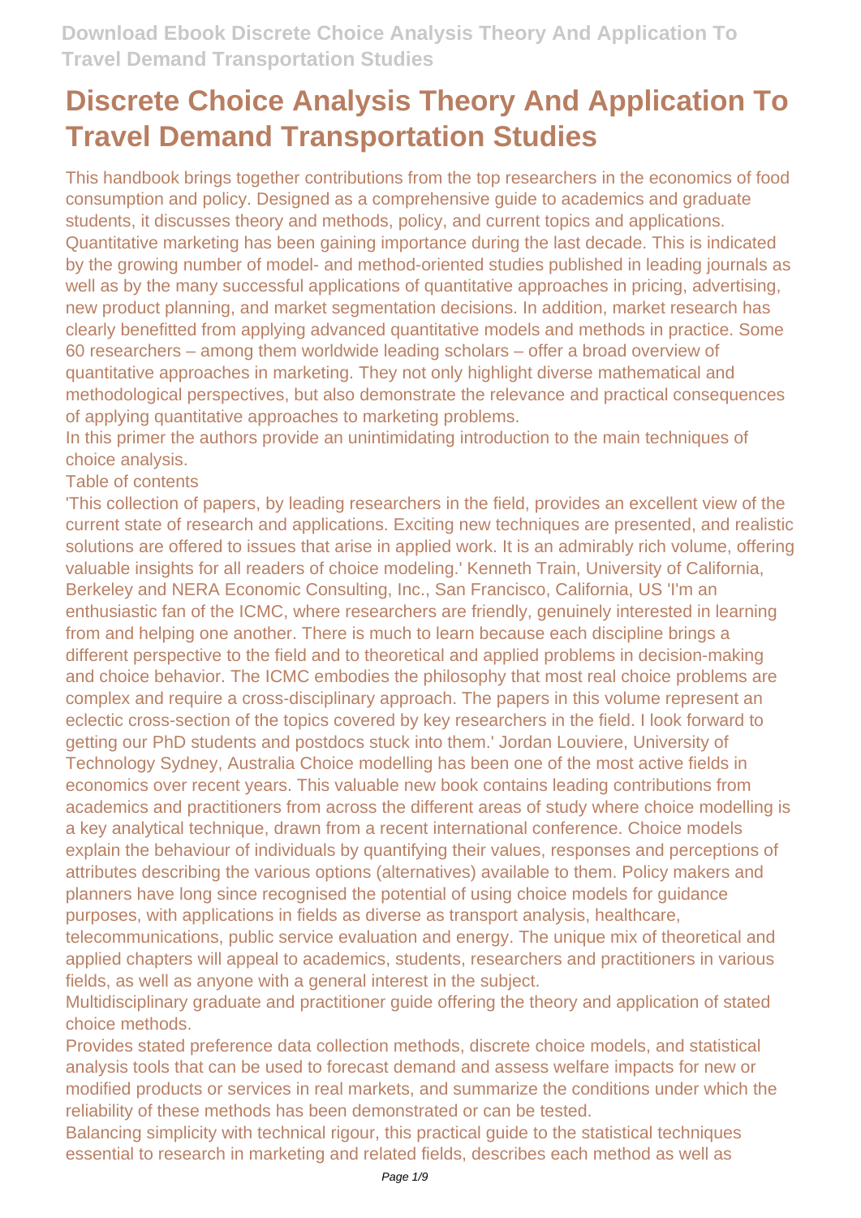# Discrete Choice Analysis Theory And Application To Travel Demand Transportation Studies

This handbook brings together contributions from the top researchers in the economics of food consumption and policy. Designed as a comprehensive guide to academics and graduate students, it discusses theory and methods, policy, and current topics and applications. Quantitative marketing has been gaining importance during the last decade. This is indicated by the growing number of model- and method-oriented studies published in leading journals as well as by the many successful applications of quantitative approaches in pricing, advertising, new product planning, and market segmentation decisions. In addition, market research has clearly benefitted from applying advanced quantitative models and methods in practice. Some 60 researchers – among them worldwide leading scholars – offer a broad overview of quantitative approaches in marketing. They not only highlight diverse mathematical and methodological perspectives, but also demonstrate the relevance and practical consequences of applying quantitative approaches to marketing problems.

In this primer the authors provide an unintimidating introduction to the main techniques of choice analysis.

Table of contents

'This collection of papers, by leading researchers in the field, provides an excellent view of the current state of research and applications. Exciting new techniques are presented, and realistic solutions are offered to issues that arise in applied work. It is an admirably rich volume, offering valuable insights for all readers of choice modeling.' Kenneth Train, University of California, Berkeley and NERA Economic Consulting, Inc., San Francisco, California, US 'I'm an enthusiastic fan of the ICMC, where researchers are friendly, genuinely interested in learning from and helping one another. There is much to learn because each discipline brings a different perspective to the field and to theoretical and applied problems in decision-making and choice behavior. The ICMC embodies the philosophy that most real choice problems are complex and require a cross-disciplinary approach. The papers in this volume represent an eclectic cross-section of the topics covered by key researchers in the field. I look forward to getting our PhD students and postdocs stuck into them.' Jordan Louviere, University of Technology Sydney, Australia Choice modelling has been one of the most active fields in economics over recent years. This valuable new book contains leading contributions from academics and practitioners from across the different areas of study where choice modelling is a key analytical technique, drawn from a recent international conference. Choice models explain the behaviour of individuals by quantifying their values, responses and perceptions of attributes describing the various options (alternatives) available to them. Policy makers and planners have long since recognised the potential of using choice models for guidance purposes, with applications in fields as diverse as transport analysis, healthcare, telecommunications, public service evaluation and energy. The unique mix of theoretical and applied chapters will appeal to academics, students, researchers and practitioners in various fields, as well as anyone with a general interest in the subject.

Multidisciplinary graduate and practitioner guide offering the theory and application of stated choice methods.

Provides stated preference data collection methods, discrete choice models, and statistical analysis tools that can be used to forecast demand and assess welfare impacts for new or modified products or services in real markets, and summarize the conditions under which the reliability of these methods has been demonstrated or can be tested.

Balancing simplicity with technical rigour, this practical guide to the statistical techniques essential to research in marketing and related fields, describes each method as well as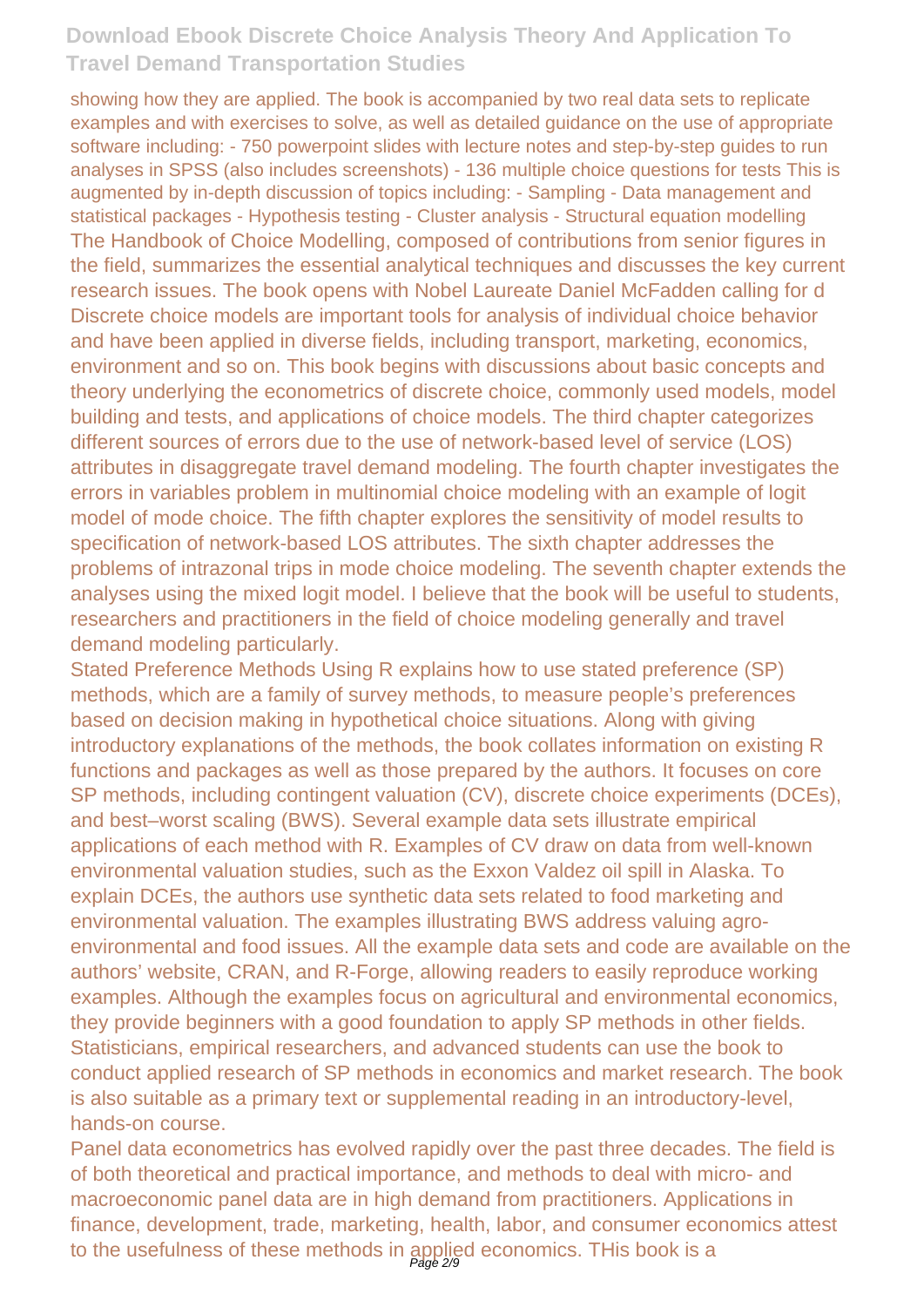showing how they are applied. The book is accompanied by two real data sets to replicate examples and with exercises to solve, as well as detailed guidance on the use of appropriate software including: - 750 powerpoint slides with lecture notes and step-by-step guides to run analyses in SPSS (also includes screenshots) - 136 multiple choice questions for tests This is augmented by in-depth discussion of topics including: - Sampling - Data management and statistical packages - Hypothesis testing - Cluster analysis - Structural equation modelling

The Handbook of Choice Modelling, composed of contributions from senior figures in the field, summarizes the essential analytical techniques and discusses the key current research issues. The book opens with Nobel Laureate Daniel McFadden calling for d

Discrete choice models are important tools for analysis of individual choice behavior and have been applied in diverse fields, including transport, marketing, economics, environment and so on. This book begins with discussions about basic concepts and theory underlying the econometrics of discrete choice, commonly used models, model building and tests, and applications of choice models. The third chapter categorizes different sources of errors due to the use of network-based level of service (LOS) attributes in disaggregate travel demand modeling. The fourth chapter investigates the errors in variables problem in multinomial choice modeling with an example of logit model of mode choice. The fifth chapter explores the sensitivity of model results to specification of network-based LOS attributes. The sixth chapter addresses the problems of intrazonal trips in mode choice modeling. The seventh chapter extends the analyses using the mixed logit model. I believe that the book will be useful to students, researchers and practitioners in the field of choice modeling generally and travel demand modeling particularly.

Stated Preference Methods Using R explains how to use stated preference (SP) methods, which are a family of survey methods, to measure people's preferences based on decision making in hypothetical choice situations. Along with giving introductory explanations of the methods, the book collates information on existing R functions and packages as well as those prepared by the authors. It focuses on core SP methods, including contingent valuation (CV), discrete choice experiments (DCEs), and best–worst scaling (BWS). Several example data sets illustrate empirical applications of each method with R. Examples of CV draw on data from well-known environmental valuation studies, such as the Exxon Valdez oil spill in Alaska. To explain DCEs, the authors use synthetic data sets related to food marketing and environmental valuation. The examples illustrating BWS address valuing agro-environmental and food issues. All the example data sets and code are available on the authors' website, CRAN, and R-Forge, allowing readers to easily reproduce working examples. Although the examples focus on agricultural and environmental economics, they provide beginners with a good foundation to apply SP methods in other fields. Statisticians, empirical researchers, and advanced students can use the book to conduct applied research of SP methods in economics and market research. The book is also suitable as a primary text or supplemental reading in an introductory-level, hands-on course.

Panel data econometrics has evolved rapidly over the past three decades. The field is of both theoretical and practical importance, and methods to deal with micro- and macroeconomic panel data are in high demand from practitioners. Applications in finance, development, trade, marketing, health, labor, and consumer economics attest to the usefulness of these methods in applied economics. THis book is a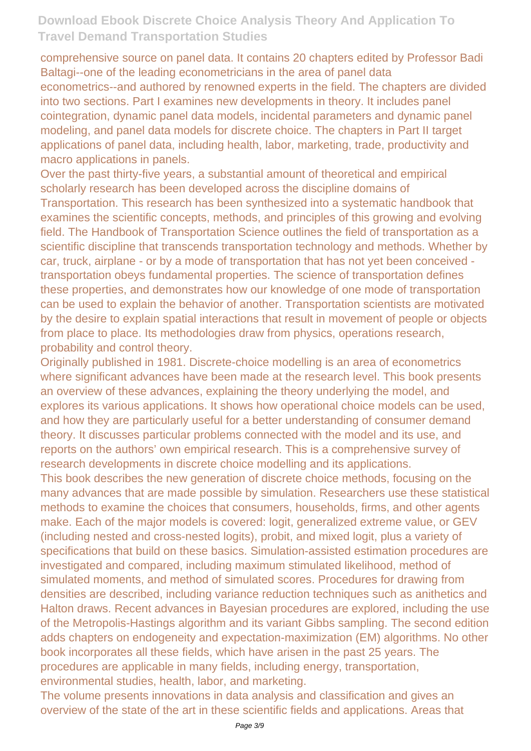comprehensive source on panel data. It contains 20 chapters edited by Professor Badi Baltagi--one of the leading econometricians in the area of panel data econometrics--and authored by renowned experts in the field. The chapters are divided into two sections. Part I examines new developments in theory. It includes panel cointegration, dynamic panel data models, incidental parameters and dynamic panel modeling, and panel data models for discrete choice. The chapters in Part II target applications of panel data, including health, labor, marketing, trade, productivity and macro applications in panels.

Over the past thirty-five years, a substantial amount of theoretical and empirical scholarly research has been developed across the discipline domains of Transportation. This research has been synthesized into a systematic handbook that examines the scientific concepts, methods, and principles of this growing and evolving field. The Handbook of Transportation Science outlines the field of transportation as a scientific discipline that transcends transportation technology and methods. Whether by car, truck, airplane - or by a mode of transportation that has not yet been conceived - transportation obeys fundamental properties. The science of transportation defines these properties, and demonstrates how our knowledge of one mode of transportation can be used to explain the behavior of another. Transportation scientists are motivated by the desire to explain spatial interactions that result in movement of people or objects from place to place. Its methodologies draw from physics, operations research, probability and control theory.

Originally published in 1981. Discrete-choice modelling is an area of econometrics where significant advances have been made at the research level. This book presents an overview of these advances, explaining the theory underlying the model, and explores its various applications. It shows how operational choice models can be used, and how they are particularly useful for a better understanding of consumer demand theory. It discusses particular problems connected with the model and its use, and reports on the authors' own empirical research. This is a comprehensive survey of research developments in discrete choice modelling and its applications.

This book describes the new generation of discrete choice methods, focusing on the many advances that are made possible by simulation. Researchers use these statistical methods to examine the choices that consumers, households, firms, and other agents make. Each of the major models is covered: logit, generalized extreme value, or GEV (including nested and cross-nested logits), probit, and mixed logit, plus a variety of specifications that build on these basics. Simulation-assisted estimation procedures are investigated and compared, including maximum stimulated likelihood, method of simulated moments, and method of simulated scores. Procedures for drawing from densities are described, including variance reduction techniques such as anithetics and Halton draws. Recent advances in Bayesian procedures are explored, including the use of the Metropolis-Hastings algorithm and its variant Gibbs sampling. The second edition adds chapters on endogeneity and expectation-maximization (EM) algorithms. No other book incorporates all these fields, which have arisen in the past 25 years. The procedures are applicable in many fields, including energy, transportation, environmental studies, health, labor, and marketing.

The volume presents innovations in data analysis and classification and gives an overview of the state of the art in these scientific fields and applications. Areas that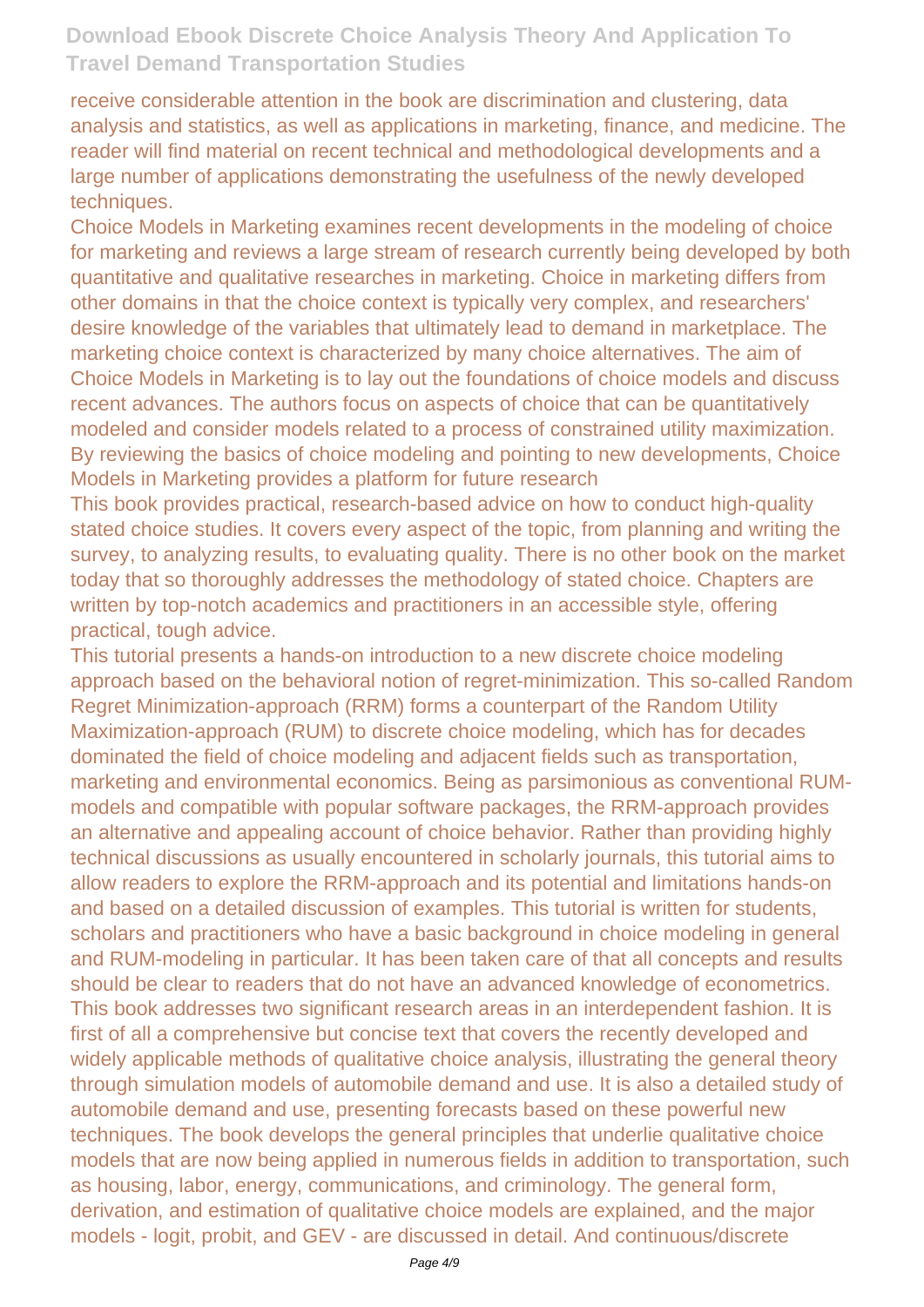receive considerable attention in the book are discrimination and clustering, data analysis and statistics, as well as applications in marketing, finance, and medicine. The reader will find material on recent technical and methodological developments and a large number of applications demonstrating the usefulness of the newly developed techniques.

Choice Models in Marketing examines recent developments in the modeling of choice for marketing and reviews a large stream of research currently being developed by both quantitative and qualitative researches in marketing. Choice in marketing differs from other domains in that the choice context is typically very complex, and researchers' desire knowledge of the variables that ultimately lead to demand in marketplace. The marketing choice context is characterized by many choice alternatives. The aim of Choice Models in Marketing is to lay out the foundations of choice models and discuss recent advances. The authors focus on aspects of choice that can be quantitatively modeled and consider models related to a process of constrained utility maximization. By reviewing the basics of choice modeling and pointing to new developments, Choice Models in Marketing provides a platform for future research

This book provides practical, research-based advice on how to conduct high-quality stated choice studies. It covers every aspect of the topic, from planning and writing the survey, to analyzing results, to evaluating quality. There is no other book on the market today that so thoroughly addresses the methodology of stated choice. Chapters are written by top-notch academics and practitioners in an accessible style, offering practical, tough advice.

This tutorial presents a hands-on introduction to a new discrete choice modeling approach based on the behavioral notion of regret-minimization. This so-called Random Regret Minimization-approach (RRM) forms a counterpart of the Random Utility Maximization-approach (RUM) to discrete choice modeling, which has for decades dominated the field of choice modeling and adjacent fields such as transportation, marketing and environmental economics. Being as parsimonious as conventional RUM-models and compatible with popular software packages, the RRM-approach provides an alternative and appealing account of choice behavior. Rather than providing highly technical discussions as usually encountered in scholarly journals, this tutorial aims to allow readers to explore the RRM-approach and its potential and limitations hands-on and based on a detailed discussion of examples. This tutorial is written for students, scholars and practitioners who have a basic background in choice modeling in general and RUM-modeling in particular. It has been taken care of that all concepts and results should be clear to readers that do not have an advanced knowledge of econometrics.

This book addresses two significant research areas in an interdependent fashion. It is first of all a comprehensive but concise text that covers the recently developed and widely applicable methods of qualitative choice analysis, illustrating the general theory through simulation models of automobile demand and use. It is also a detailed study of automobile demand and use, presenting forecasts based on these powerful new techniques. The book develops the general principles that underlie qualitative choice models that are now being applied in numerous fields in addition to transportation, such as housing, labor, energy, communications, and criminology. The general form, derivation, and estimation of qualitative choice models are explained, and the major models - logit, probit, and GEV - are discussed in detail. And continuous/discrete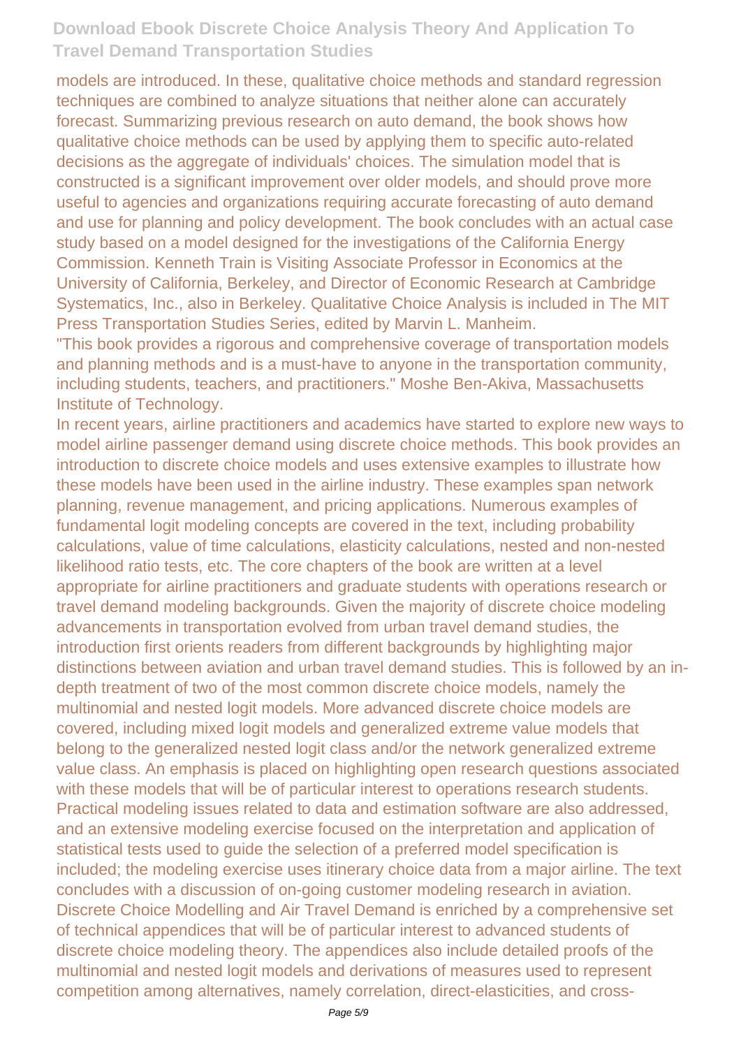models are introduced. In these, qualitative choice methods and standard regression techniques are combined to analyze situations that neither alone can accurately forecast. Summarizing previous research on auto demand, the book shows how qualitative choice methods can be used by applying them to specific auto-related decisions as the aggregate of individuals' choices. The simulation model that is constructed is a significant improvement over older models, and should prove more useful to agencies and organizations requiring accurate forecasting of auto demand and use for planning and policy development. The book concludes with an actual case study based on a model designed for the investigations of the California Energy Commission. Kenneth Train is Visiting Associate Professor in Economics at the University of California, Berkeley, and Director of Economic Research at Cambridge Systematics, Inc., also in Berkeley. Qualitative Choice Analysis is included in The MIT Press Transportation Studies Series, edited by Marvin L. Manheim.

"This book provides a rigorous and comprehensive coverage of transportation models and planning methods and is a must-have to anyone in the transportation community, including students, teachers, and practitioners." Moshe Ben-Akiva, Massachusetts Institute of Technology.

In recent years, airline practitioners and academics have started to explore new ways to model airline passenger demand using discrete choice methods. This book provides an introduction to discrete choice models and uses extensive examples to illustrate how these models have been used in the airline industry. These examples span network planning, revenue management, and pricing applications. Numerous examples of fundamental logit modeling concepts are covered in the text, including probability calculations, value of time calculations, elasticity calculations, nested and non-nested likelihood ratio tests, etc. The core chapters of the book are written at a level appropriate for airline practitioners and graduate students with operations research or travel demand modeling backgrounds. Given the majority of discrete choice modeling advancements in transportation evolved from urban travel demand studies, the introduction first orients readers from different backgrounds by highlighting major distinctions between aviation and urban travel demand studies. This is followed by an in-depth treatment of two of the most common discrete choice models, namely the multinomial and nested logit models. More advanced discrete choice models are covered, including mixed logit models and generalized extreme value models that belong to the generalized nested logit class and/or the network generalized extreme value class. An emphasis is placed on highlighting open research questions associated with these models that will be of particular interest to operations research students. Practical modeling issues related to data and estimation software are also addressed, and an extensive modeling exercise focused on the interpretation and application of statistical tests used to guide the selection of a preferred model specification is included; the modeling exercise uses itinerary choice data from a major airline. The text concludes with a discussion of on-going customer modeling research in aviation. Discrete Choice Modelling and Air Travel Demand is enriched by a comprehensive set of technical appendices that will be of particular interest to advanced students of discrete choice modeling theory. The appendices also include detailed proofs of the multinomial and nested logit models and derivations of measures used to represent competition among alternatives, namely correlation, direct-elasticities, and cross-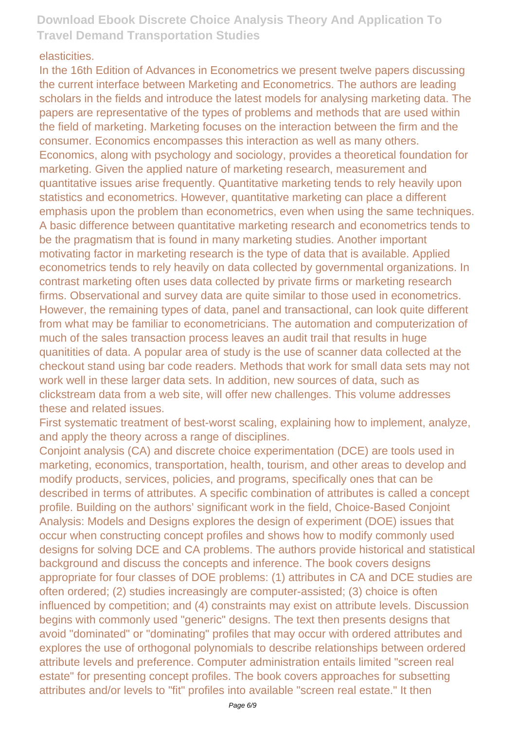elasticities.

In the 16th Edition of Advances in Econometrics we present twelve papers discussing the current interface between Marketing and Econometrics. The authors are leading scholars in the fields and introduce the latest models for analysing marketing data. The papers are representative of the types of problems and methods that are used within the field of marketing. Marketing focuses on the interaction between the firm and the consumer. Economics encompasses this interaction as well as many others. Economics, along with psychology and sociology, provides a theoretical foundation for marketing. Given the applied nature of marketing research, measurement and quantitative issues arise frequently. Quantitative marketing tends to rely heavily upon statistics and econometrics. However, quantitative marketing can place a different emphasis upon the problem than econometrics, even when using the same techniques. A basic difference between quantitative marketing research and econometrics tends to be the pragmatism that is found in many marketing studies. Another important motivating factor in marketing research is the type of data that is available. Applied econometrics tends to rely heavily on data collected by governmental organizations. In contrast marketing often uses data collected by private firms or marketing research firms. Observational and survey data are quite similar to those used in econometrics. However, the remaining types of data, panel and transactional, can look quite different from what may be familiar to econometricians. The automation and computerization of much of the sales transaction process leaves an audit trail that results in huge quanitities of data. A popular area of study is the use of scanner data collected at the checkout stand using bar code readers. Methods that work for small data sets may not work well in these larger data sets. In addition, new sources of data, such as clickstream data from a web site, will offer new challenges. This volume addresses these and related issues.

First systematic treatment of best-worst scaling, explaining how to implement, analyze, and apply the theory across a range of disciplines.

Conjoint analysis (CA) and discrete choice experimentation (DCE) are tools used in marketing, economics, transportation, health, tourism, and other areas to develop and modify products, services, policies, and programs, specifically ones that can be described in terms of attributes. A specific combination of attributes is called a concept profile. Building on the authors' significant work in the field, Choice-Based Conjoint Analysis: Models and Designs explores the design of experiment (DOE) issues that occur when constructing concept profiles and shows how to modify commonly used designs for solving DCE and CA problems. The authors provide historical and statistical background and discuss the concepts and inference. The book covers designs appropriate for four classes of DOE problems: (1) attributes in CA and DCE studies are often ordered; (2) studies increasingly are computer-assisted; (3) choice is often influenced by competition; and (4) constraints may exist on attribute levels. Discussion begins with commonly used "generic" designs. The text then presents designs that avoid "dominated" or "dominating" profiles that may occur with ordered attributes and explores the use of orthogonal polynomials to describe relationships between ordered attribute levels and preference. Computer administration entails limited "screen real estate" for presenting concept profiles. The book covers approaches for subsetting attributes and/or levels to "fit" profiles into available "screen real estate." It then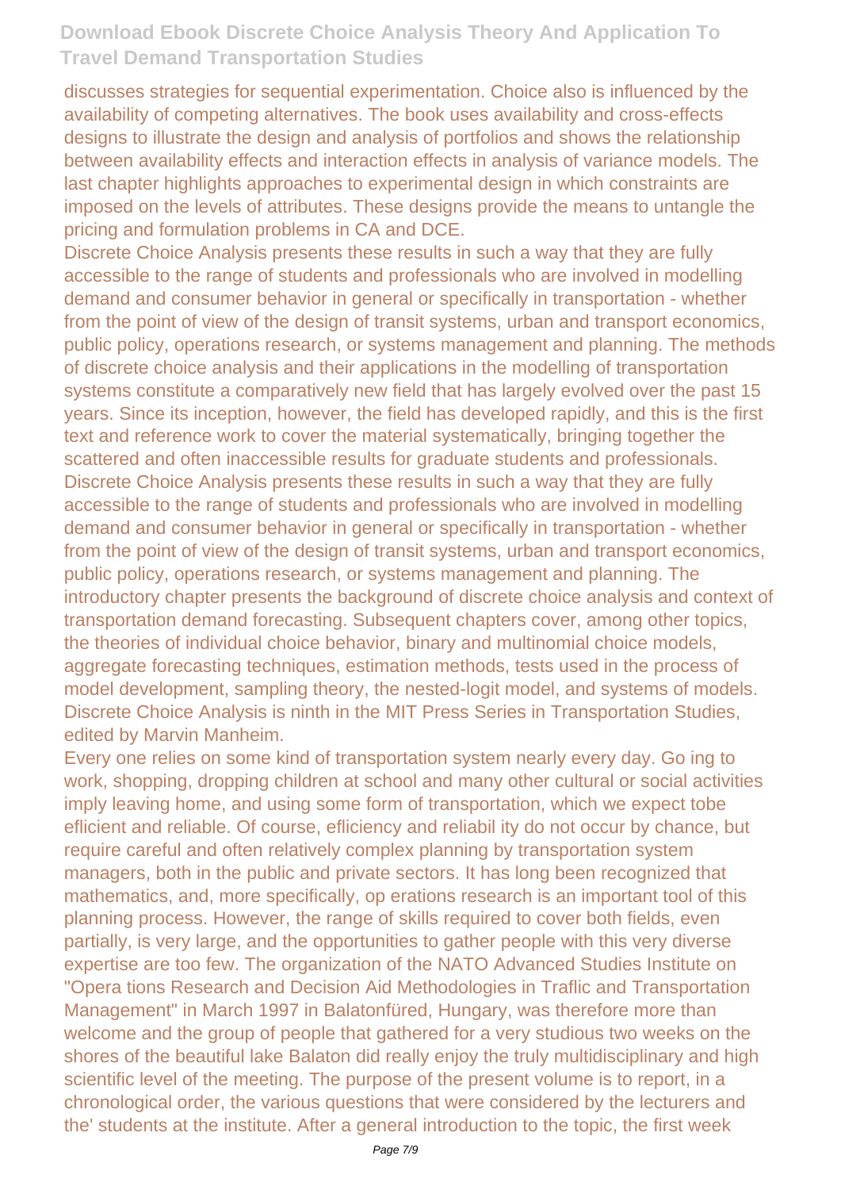discusses strategies for sequential experimentation. Choice also is influenced by the availability of competing alternatives. The book uses availability and cross-effects designs to illustrate the design and analysis of portfolios and shows the relationship between availability effects and interaction effects in analysis of variance models. The last chapter highlights approaches to experimental design in which constraints are imposed on the levels of attributes. These designs provide the means to untangle the pricing and formulation problems in CA and DCE.

Discrete Choice Analysis presents these results in such a way that they are fully accessible to the range of students and professionals who are involved in modelling demand and consumer behavior in general or specifically in transportation - whether from the point of view of the design of transit systems, urban and transport economics, public policy, operations research, or systems management and planning. The methods of discrete choice analysis and their applications in the modelling of transportation systems constitute a comparatively new field that has largely evolved over the past 15 years. Since its inception, however, the field has developed rapidly, and this is the first text and reference work to cover the material systematically, bringing together the scattered and often inaccessible results for graduate students and professionals.

Discrete Choice Analysis presents these results in such a way that they are fully accessible to the range of students and professionals who are involved in modelling demand and consumer behavior in general or specifically in transportation - whether from the point of view of the design of transit systems, urban and transport economics, public policy, operations research, or systems management and planning. The introductory chapter presents the background of discrete choice analysis and context of transportation demand forecasting. Subsequent chapters cover, among other topics, the theories of individual choice behavior, binary and multinomial choice models, aggregate forecasting techniques, estimation methods, tests used in the process of model development, sampling theory, the nested-logit model, and systems of models. Discrete Choice Analysis is ninth in the MIT Press Series in Transportation Studies, edited by Marvin Manheim.

Every one relies on some kind of transportation system nearly every day. Go ing to work, shopping, dropping children at school and many other cultural or social activities imply leaving home, and using some form of transportation, which we expect tobe eflicient and reliable. Of course, efliciency and reliabil ity do not occur by chance, but require careful and often relatively complex planning by transportation system managers, both in the public and private sectors. It has long been recognized that mathematics, and, more specifically, op erations research is an important tool of this planning process. However, the range of skills required to cover both fields, even partially, is very large, and the opportunities to gather people with this very diverse expertise are too few. The organization of the NATO Advanced Studies Institute on "Opera tions Research and Decision Aid Methodologies in Traflic and Transportation Management" in March 1997 in Balatonfüred, Hungary, was therefore more than welcome and the group of people that gathered for a very studious two weeks on the shores of the beautiful lake Balaton did really enjoy the truly multidisciplinary and high scientific level of the meeting. The purpose of the present volume is to report, in a chronological order, the various questions that were considered by the lecturers and the' students at the institute. After a general introduction to the topic, the first week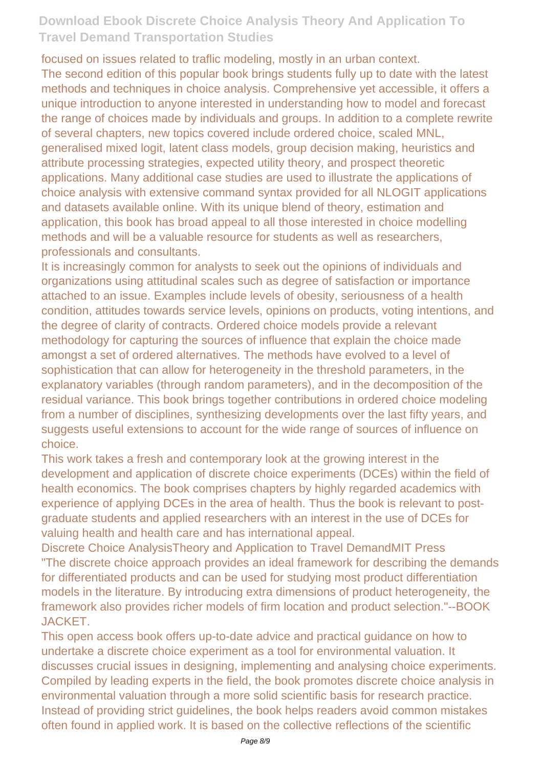focused on issues related to traffic modeling, mostly in an urban context.

The second edition of this popular book brings students fully up to date with the latest methods and techniques in choice analysis. Comprehensive yet accessible, it offers a unique introduction to anyone interested in understanding how to model and forecast the range of choices made by individuals and groups. In addition to a complete rewrite of several chapters, new topics covered include ordered choice, scaled MNL, generalised mixed logit, latent class models, group decision making, heuristics and attribute processing strategies, expected utility theory, and prospect theoretic applications. Many additional case studies are used to illustrate the applications of choice analysis with extensive command syntax provided for all NLOGIT applications and datasets available online. With its unique blend of theory, estimation and application, this book has broad appeal to all those interested in choice modelling methods and will be a valuable resource for students as well as researchers, professionals and consultants.

It is increasingly common for analysts to seek out the opinions of individuals and organizations using attitudinal scales such as degree of satisfaction or importance attached to an issue. Examples include levels of obesity, seriousness of a health condition, attitudes towards service levels, opinions on products, voting intentions, and the degree of clarity of contracts. Ordered choice models provide a relevant methodology for capturing the sources of influence that explain the choice made amongst a set of ordered alternatives. The methods have evolved to a level of sophistication that can allow for heterogeneity in the threshold parameters, in the explanatory variables (through random parameters), and in the decomposition of the residual variance. This book brings together contributions in ordered choice modeling from a number of disciplines, synthesizing developments over the last fifty years, and suggests useful extensions to account for the wide range of sources of influence on choice.

This work takes a fresh and contemporary look at the growing interest in the development and application of discrete choice experiments (DCEs) within the field of health economics. The book comprises chapters by highly regarded academics with experience of applying DCEs in the area of health. Thus the book is relevant to post-graduate students and applied researchers with an interest in the use of DCEs for valuing health and health care and has international appeal.

Discrete Choice AnalysisTheory and Application to Travel DemandMIT Press

"The discrete choice approach provides an ideal framework for describing the demands for differentiated products and can be used for studying most product differentiation models in the literature. By introducing extra dimensions of product heterogeneity, the framework also provides richer models of firm location and product selection."--BOOK JACKET.

This open access book offers up-to-date advice and practical guidance on how to undertake a discrete choice experiment as a tool for environmental valuation. It discusses crucial issues in designing, implementing and analysing choice experiments. Compiled by leading experts in the field, the book promotes discrete choice analysis in environmental valuation through a more solid scientific basis for research practice. Instead of providing strict guidelines, the book helps readers avoid common mistakes often found in applied work. It is based on the collective reflections of the scientific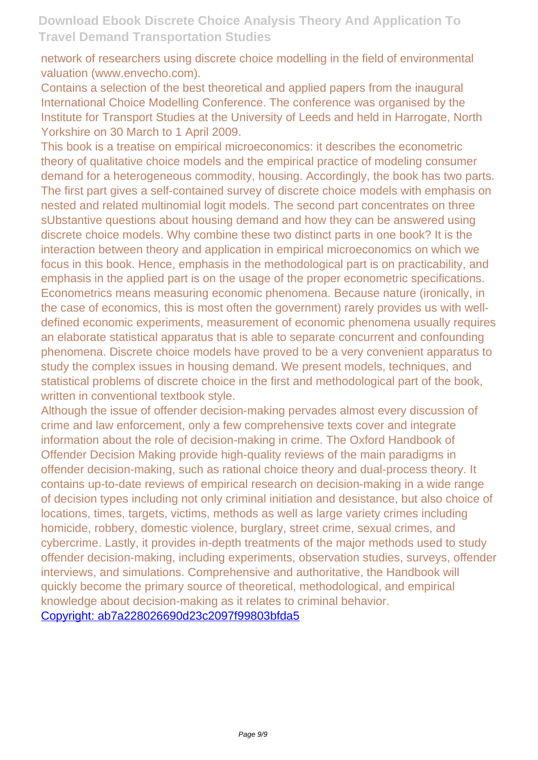network of researchers using discrete choice modelling in the field of environmental valuation (www.envecho.com).

Contains a selection of the best theoretical and applied papers from the inaugural International Choice Modelling Conference. The conference was organised by the Institute for Transport Studies at the University of Leeds and held in Harrogate, North Yorkshire on 30 March to 1 April 2009.

This book is a treatise on empirical microeconomics: it describes the econometric theory of qualitative choice models and the empirical practice of modeling consumer demand for a heterogeneous commodity, housing. Accordingly, the book has two parts. The first part gives a self-contained survey of discrete choice models with emphasis on nested and related multinomial logit models. The second part concentrates on three sUbstantive questions about housing demand and how they can be answered using discrete choice models. Why combine these two distinct parts in one book? It is the interaction between theory and application in empirical microeconomics on which we focus in this book. Hence, emphasis in the methodological part is on practicability, and emphasis in the applied part is on the usage of the proper econometric specifications. Econometrics means measuring economic phenomena. Because nature (ironically, in the case of economics, this is most often the government) rarely provides us with well-defined economic experiments, measurement of economic phenomena usually requires an elaborate statistical apparatus that is able to separate concurrent and confounding phenomena. Discrete choice models have proved to be a very convenient apparatus to study the complex issues in housing demand. We present models, techniques, and statistical problems of discrete choice in the first and methodological part of the book, written in conventional textbook style.

Although the issue of offender decision-making pervades almost every discussion of crime and law enforcement, only a few comprehensive texts cover and integrate information about the role of decision-making in crime. The Oxford Handbook of Offender Decision Making provide high-quality reviews of the main paradigms in offender decision-making, such as rational choice theory and dual-process theory. It contains up-to-date reviews of empirical research on decision-making in a wide range of decision types including not only criminal initiation and desistance, but also choice of locations, times, targets, victims, methods as well as large variety crimes including homicide, robbery, domestic violence, burglary, street crime, sexual crimes, and cybercrime. Lastly, it provides in-depth treatments of the major methods used to study offender decision-making, including experiments, observation studies, surveys, offender interviews, and simulations. Comprehensive and authoritative, the Handbook will quickly become the primary source of theoretical, methodological, and empirical knowledge about decision-making as it relates to criminal behavior.

Copyright: ab7a228026690d23c2097f99803bfda5